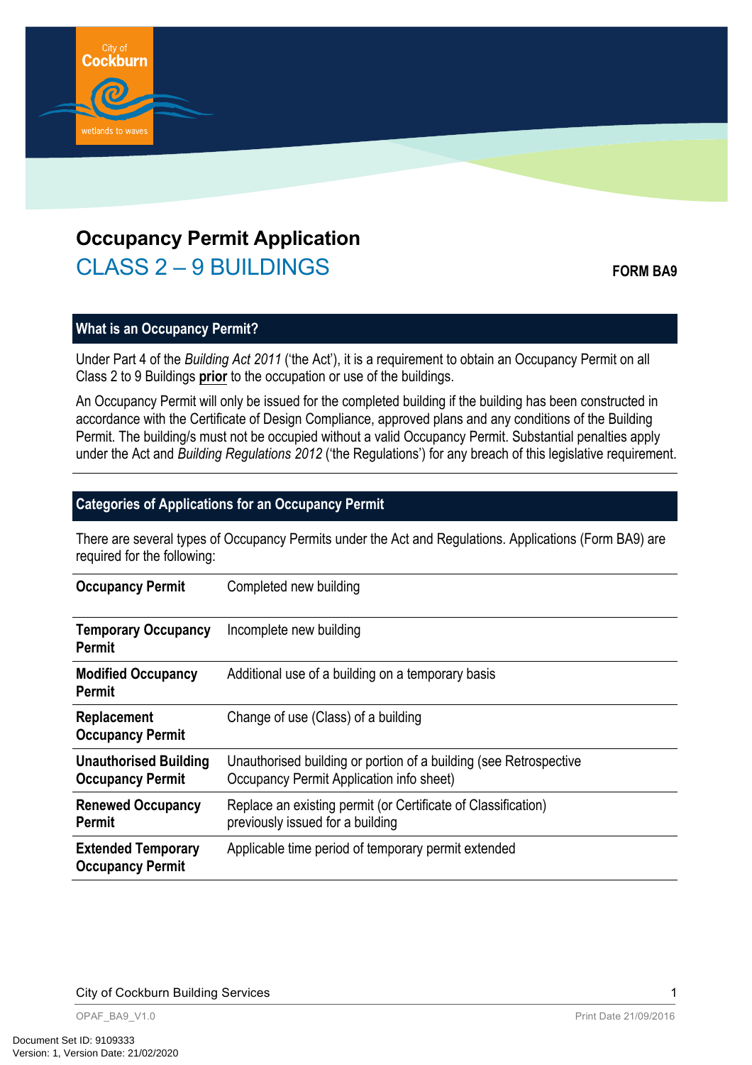# Occupancy Permit Application

## CLASS 2 – 9 BUILDINGS

**FORM BA9**

## What is an Occupancy Permit?

Under Part 4 of the *Building Act 2011* ('the Act'), it is a requirement to obtain an Occupancy Permit on all Class 2 to 9 Buildings **prior** to the occupation or use of the buildings.

An Occupancy Permit will only be issued for the completed building if the building has been constructed in accordance with the Certificate of Design Compliance, approved plans and any conditions of the Building Permit. The building/s must not be occupied without a valid Occupancy Permit. Substantial penalties apply under the Act and *Building Regulations 2012* ('the Regulations') for any breach of this legislative requirement.

## Categories of Applications for an Occupancy Permit

There are several types of Occupancy Permits under the Act and Regulations. Applications (Form BA9) are required for the following:

| | |
|---|---|
| **Occupancy Permit** | Completed new building |
| **Temporary Occupancy Permit** | Incomplete new building |
| **Modified Occupancy Permit** | Additional use of a building on a temporary basis |
| **Replacement Occupancy Permit** | Change of use (Class) of a building |
| **Unauthorised Building Occupancy Permit** | Unauthorised building or portion of a building (see Retrospective Occupancy Permit Application info sheet) |
| **Renewed Occupancy Permit** | Replace an existing permit (or Certificate of Classification) previously issued for a building |
| **Extended Temporary Occupancy Permit** | Applicable time period of temporary permit extended |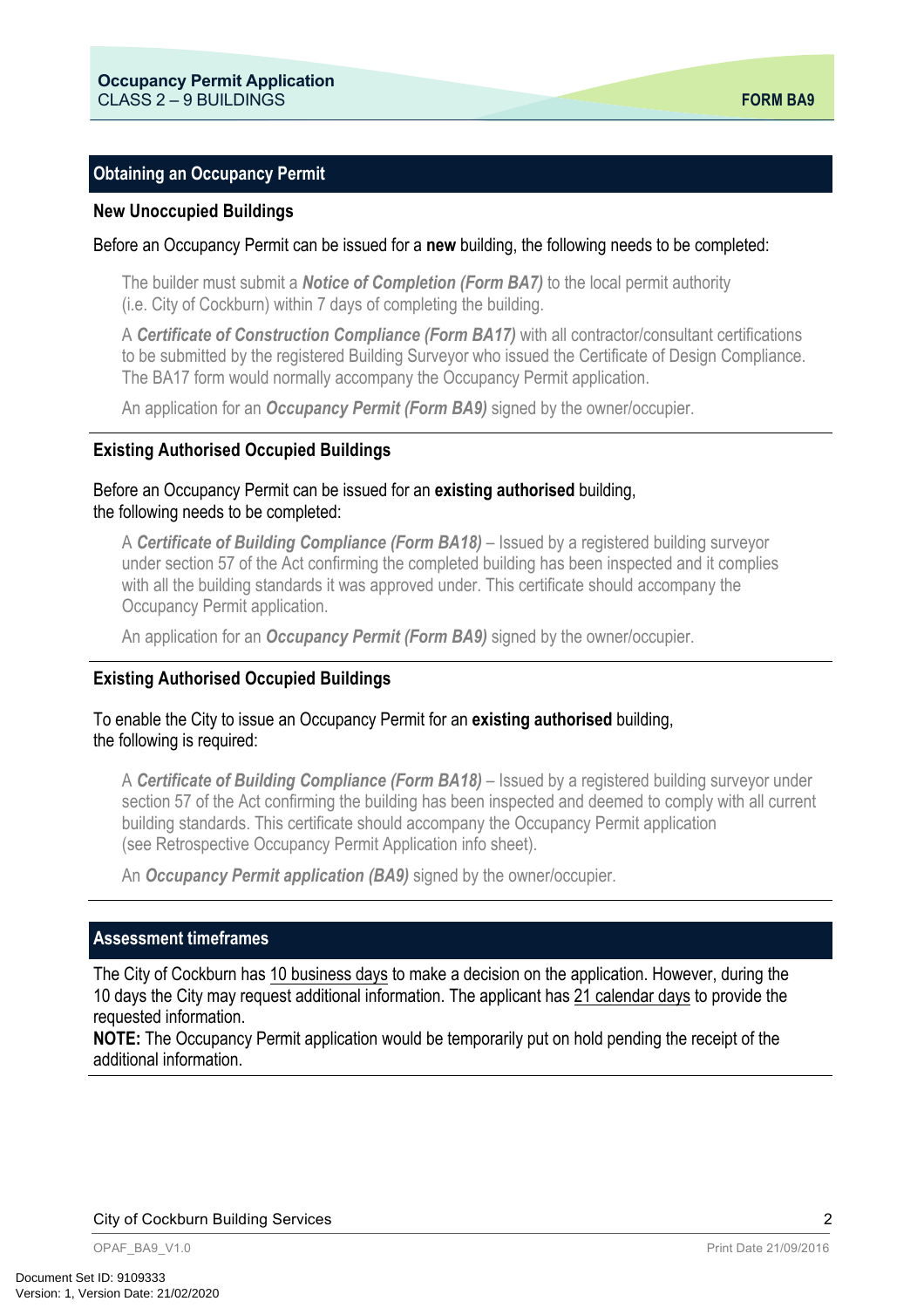## Obtaining an Occupancy Permit

### New Unoccupied Buildings

Before an Occupancy Permit can be issued for a **new** building, the following needs to be completed:

The builder must submit a ***Notice of Completion (Form BA7)*** to the local permit authority (i.e. City of Cockburn) within 7 days of completing the building.

A ***Certificate of Construction Compliance (Form BA17)*** with all contractor/consultant certifications to be submitted by the registered Building Surveyor who issued the Certificate of Design Compliance. The BA17 form would normally accompany the Occupancy Permit application.

An application for an ***Occupancy Permit (Form BA9)*** signed by the owner/occupier.

### Existing Authorised Occupied Buildings

Before an Occupancy Permit can be issued for an **existing authorised** building, the following needs to be completed:

A ***Certificate of Building Compliance (Form BA18)*** – Issued by a registered building surveyor under section 57 of the Act confirming the completed building has been inspected and it complies with all the building standards it was approved under. This certificate should accompany the Occupancy Permit application.

An application for an ***Occupancy Permit (Form BA9)*** signed by the owner/occupier.

### Existing Authorised Occupied Buildings

To enable the City to issue an Occupancy Permit for an **existing authorised** building, the following is required:

A ***Certificate of Building Compliance (Form BA18)*** – Issued by a registered building surveyor under section 57 of the Act confirming the building has been inspected and deemed to comply with all current building standards. This certificate should accompany the Occupancy Permit application (see Retrospective Occupancy Permit Application info sheet).

An ***Occupancy Permit application (BA9)*** signed by the owner/occupier.

## Assessment timeframes

The City of Cockburn has 10 business days to make a decision on the application. However, during the 10 days the City may request additional information. The applicant has 21 calendar days to provide the requested information.

**NOTE:** The Occupancy Permit application would be temporarily put on hold pending the receipt of the additional information.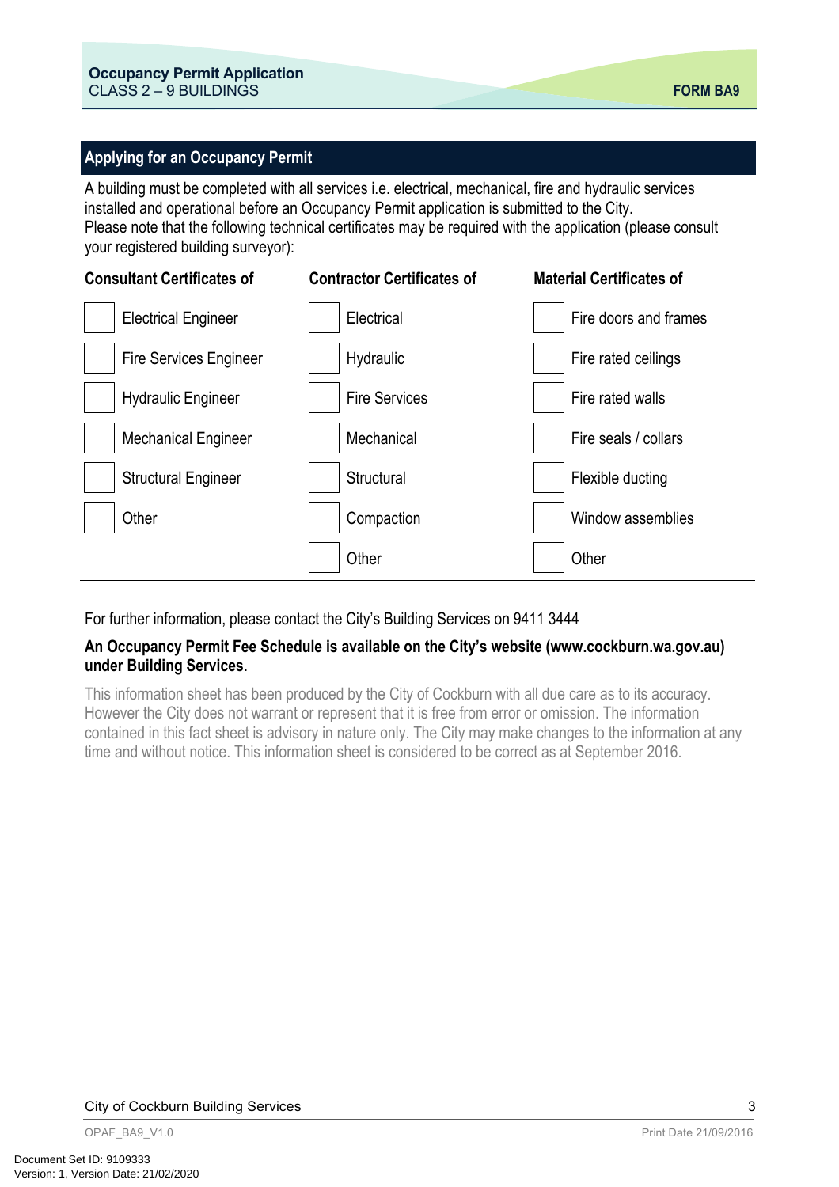## Applying for an Occupancy Permit

A building must be completed with all services i.e. electrical, mechanical, fire and hydraulic services installed and operational before an Occupancy Permit application is submitted to the City.
Please note that the following technical certificates may be required with the application (please consult your registered building surveyor):

| Consultant Certificates of | Contractor Certificates of | Material Certificates of |
|---|---|---|
| ☐ Electrical Engineer | ☐ Electrical | ☐ Fire doors and frames |
| ☐ Fire Services Engineer | ☐ Hydraulic | ☐ Fire rated ceilings |
| ☐ Hydraulic Engineer | ☐ Fire Services | ☐ Fire rated walls |
| ☐ Mechanical Engineer | ☐ Mechanical | ☐ Fire seals / collars |
| ☐ Structural Engineer | ☐ Structural | ☐ Flexible ducting |
| ☐ Other | ☐ Compaction | ☐ Window assemblies |
| | ☐ Other | ☐ Other |

For further information, please contact the City's Building Services on 9411 3444

**An Occupancy Permit Fee Schedule is available on the City's website (www.cockburn.wa.gov.au) under Building Services.**

This information sheet has been produced by the City of Cockburn with all due care as to its accuracy. However the City does not warrant or represent that it is free from error or omission. The information contained in this fact sheet is advisory in nature only. The City may make changes to the information at any time and without notice. This information sheet is considered to be correct as at September 2016.